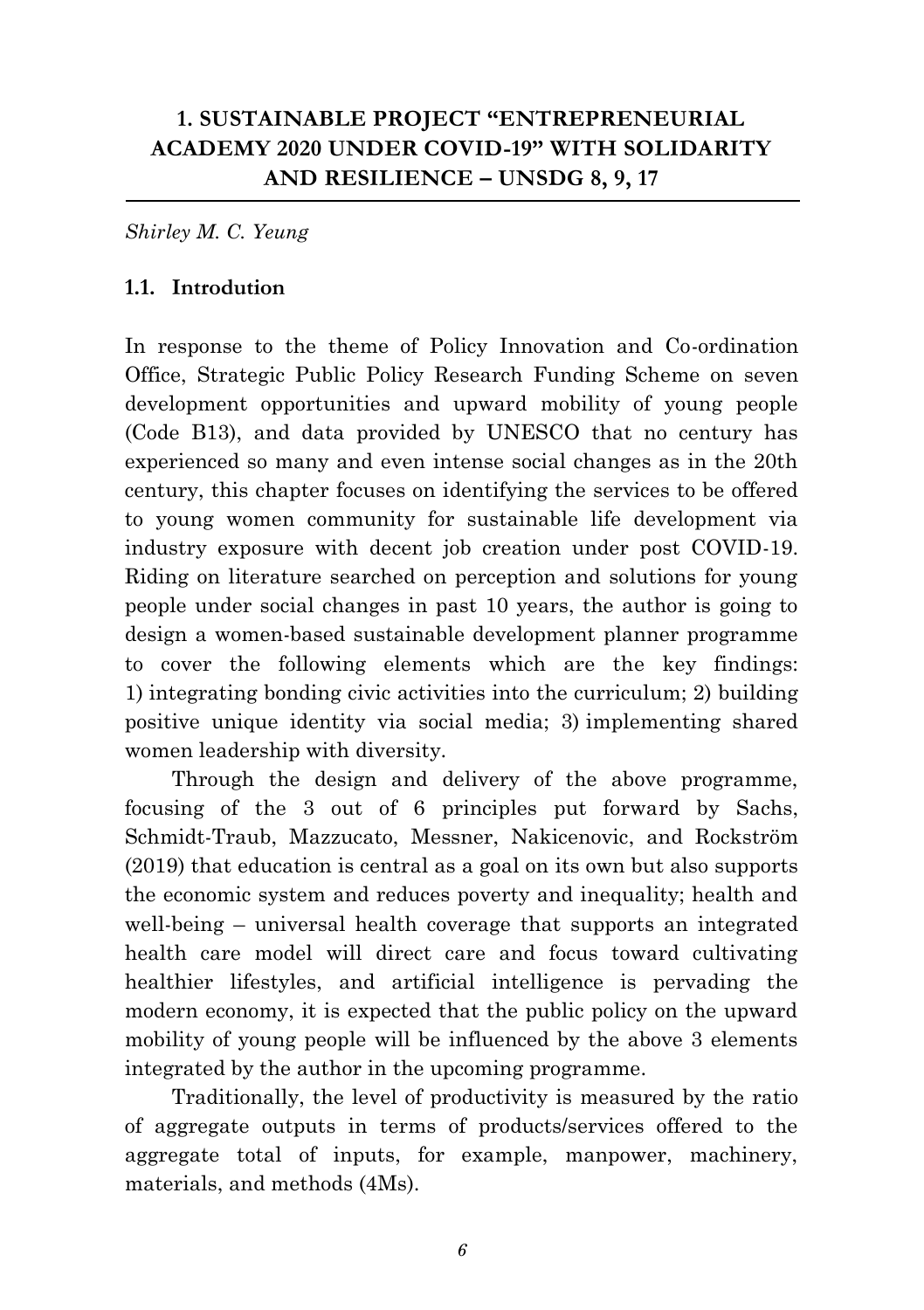# 1. SUSTAINABLE PROJECT "ENTREPRENEURIAL ACADEMY 2020 UNDER COVID-19" WITH SOLIDARITY AND RESILIENCE – UNSDG 8, 9, 17

*Shirley M. C. Yeung*

## 1.1. Introdution

In response to the theme of Policy Innovation and Co-ordination Office, Strategic Public Policy Research Funding Scheme on seven development opportunities and upward mobility of young people (Code B13), and data provided by UNESCO that no century has experienced so many and even intense social changes as in the 20th century, this chapter focuses on identifying the services to be offered to young women community for sustainable life development via industry exposure with decent job creation under post COVID-19. Riding on literature searched on perception and solutions for young people under social changes in past 10 years, the author is going to design a women-based sustainable development planner programme to cover the following elements which are the key findings: 1) integrating bonding civic activities into the curriculum; 2) building positive unique identity via social media; 3) implementing shared women leadership with diversity.

Through the design and delivery of the above programme, focusing of the 3 out of 6 principles put forward by Sachs, Schmidt-Traub, Mazzucato, Messner, Nakicenovic, and Rockström (2019) that education is central as a goal on its own but also supports the economic system and reduces poverty and inequality; health and well-being – universal health coverage that supports an integrated health care model will direct care and focus toward cultivating healthier lifestyles, and artificial intelligence is pervading the modern economy, it is expected that the public policy on the upward mobility of young people will be influenced by the above 3 elements integrated by the author in the upcoming programme.

Traditionally, the level of productivity is measured by the ratio of aggregate outputs in terms of products/services offered to the aggregate total of inputs, for example, manpower, machinery, materials, and methods (4Ms).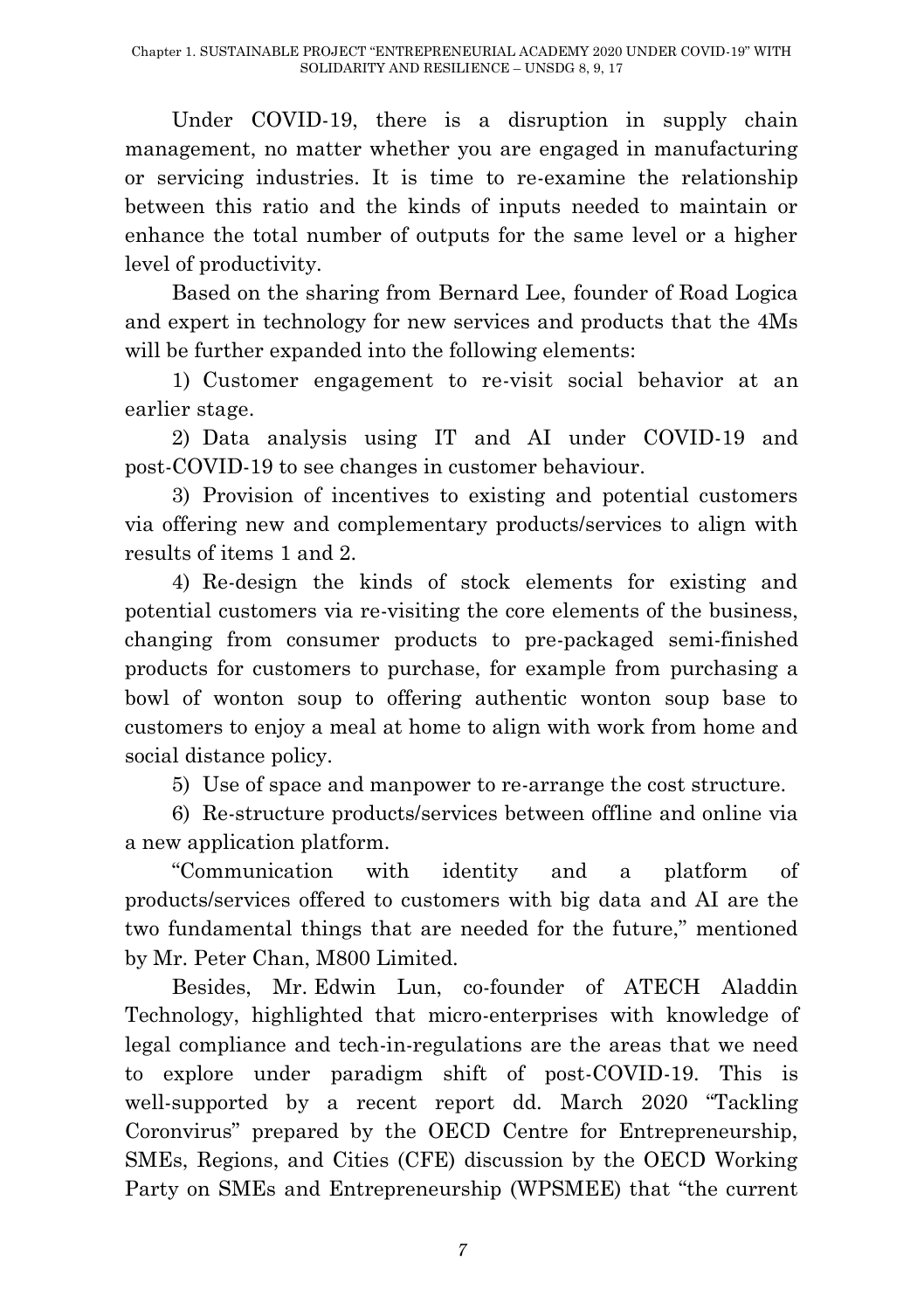Under COVID-19, there is a disruption in supply chain management, no matter whether you are engaged in manufacturing or servicing industries. It is time to re-examine the relationship between this ratio and the kinds of inputs needed to maintain or enhance the total number of outputs for the same level or a higher level of productivity.

Based on the sharing from Bernard Lee, founder of Road Logica and expert in technology for new services and products that the 4Ms will be further expanded into the following elements:

1) Customer engagement to re-visit social behavior at an earlier stage.

2) Data analysis using IT and AI under COVID-19 and post-COVID-19 to see changes in customer behaviour.

3) Provision of incentives to existing and potential customers via offering new and complementary products/services to align with results of items 1 and 2.

4) Re-design the kinds of stock elements for existing and potential customers via re-visiting the core elements of the business, changing from consumer products to pre-packaged semi-finished products for customers to purchase, for example from purchasing a bowl of wonton soup to offering authentic wonton soup base to customers to enjoy a meal at home to align with work from home and social distance policy.

5) Use of space and manpower to re-arrange the cost structure.

6) Re-structure products/services between offline and online via a new application platform.

"Communication with identity and a platform of products/services offered to customers with big data and AI are the two fundamental things that are needed for the future," mentioned by Mr. Peter Chan, M800 Limited.

Besides, Mr. Edwin Lun, co-founder of ATECH Aladdin Technology, highlighted that micro-enterprises with knowledge of legal compliance and tech-in-regulations are the areas that we need to explore under paradigm shift of post-COVID-19. This is well-supported by a recent report dd. March 2020 "Tackling Coronvirus" prepared by the OECD Centre for Entrepreneurship, SMEs, Regions, and Cities (CFE) discussion by the OECD Working Party on SMEs and Entrepreneurship (WPSMEE) that "the current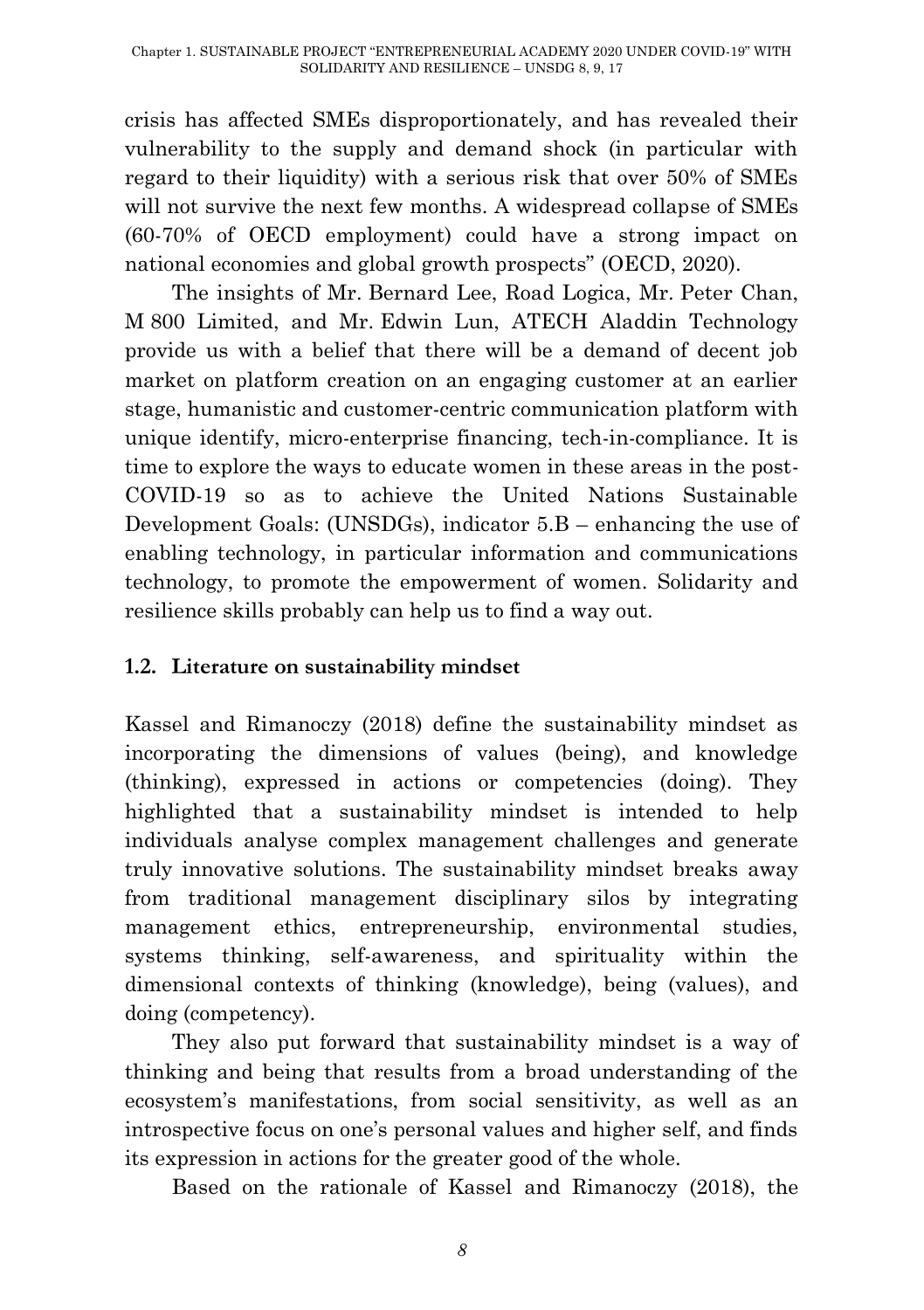crisis has affected SMEs disproportionately, and has revealed their vulnerability to the supply and demand shock (in particular with regard to their liquidity) with a serious risk that over 50% of SMEs will not survive the next few months. A widespread collapse of SMEs (60-70% of OECD employment) could have a strong impact on national economies and global growth prospects" (OECD, 2020).

The insights of Mr. Bernard Lee, Road Logica, Mr. Peter Chan, M 800 Limited, and Mr. Edwin Lun, ATECH Aladdin Technology provide us with a belief that there will be a demand of decent job market on platform creation on an engaging customer at an earlier stage, humanistic and customer-centric communication platform with unique identify, micro-enterprise financing, tech-in-compliance. It is time to explore the ways to educate women in these areas in the post-COVID-19 so as to achieve the United Nations Sustainable Development Goals: (UNSDGs), indicator 5.B – enhancing the use of enabling technology, in particular information and communications technology, to promote the empowerment of women. Solidarity and resilience skills probably can help us to find a way out.

## 1.2. Literature on sustainability mindset

Kassel and Rimanoczy (2018) define the sustainability mindset as incorporating the dimensions of values (being), and knowledge (thinking), expressed in actions or competencies (doing). They highlighted that a sustainability mindset is intended to help individuals analyse complex management challenges and generate truly innovative solutions. The sustainability mindset breaks away from traditional management disciplinary silos by integrating management ethics, entrepreneurship, environmental studies, systems thinking, self-awareness, and spirituality within the dimensional contexts of thinking (knowledge), being (values), and doing (competency).

They also put forward that sustainability mindset is a way of thinking and being that results from a broad understanding of the ecosystem's manifestations, from social sensitivity, as well as an introspective focus on one's personal values and higher self, and finds its expression in actions for the greater good of the whole.

Based on the rationale of Kassel and Rimanoczy (2018), the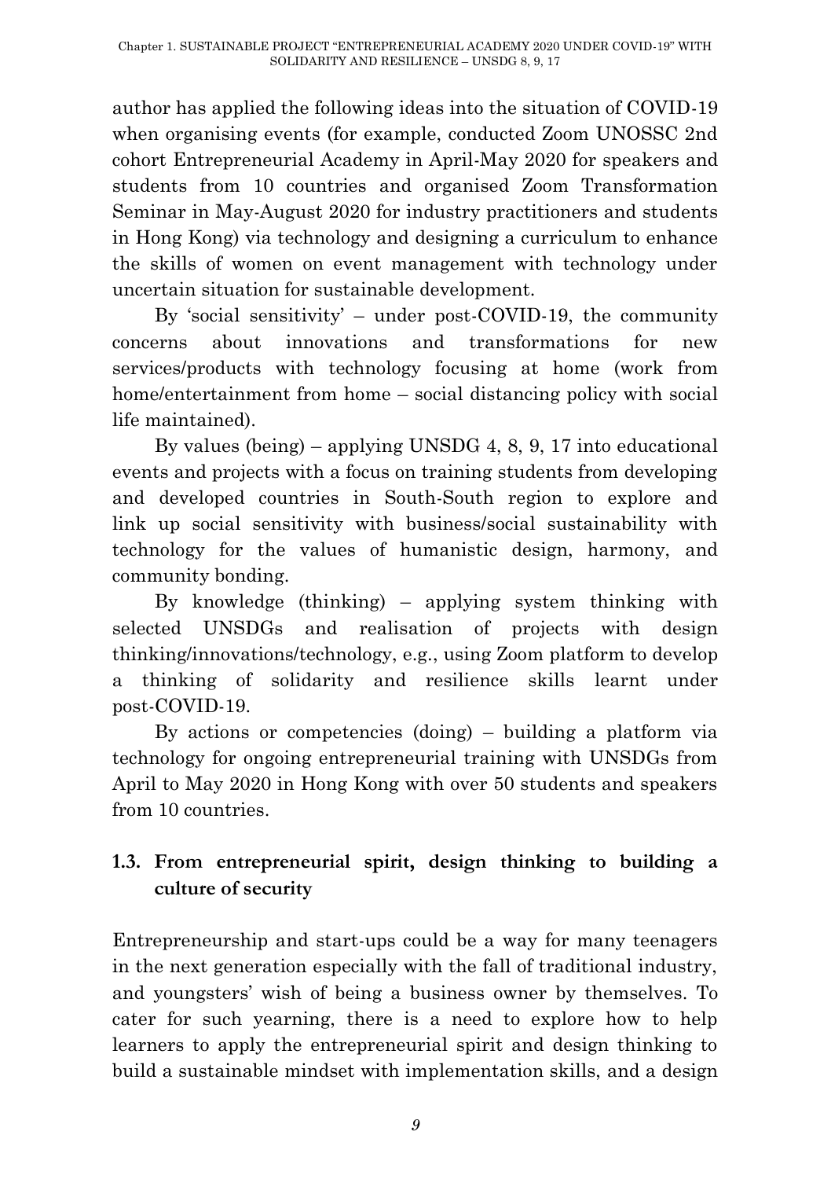author has applied the following ideas into the situation of COVID-19 when organising events (for example, conducted Zoom UNOSSC 2nd cohort Entrepreneurial Academy in April-May 2020 for speakers and students from 10 countries and organised Zoom Transformation Seminar in May-August 2020 for industry practitioners and students in Hong Kong) via technology and designing a curriculum to enhance the skills of women on event management with technology under uncertain situation for sustainable development.

By 'social sensitivity' – under post-COVID-19, the community concerns about innovations and transformations for new services/products with technology focusing at home (work from home/entertainment from home – social distancing policy with social life maintained).

By values (being) – applying UNSDG 4, 8, 9, 17 into educational events and projects with a focus on training students from developing and developed countries in South-South region to explore and link up social sensitivity with business/social sustainability with technology for the values of humanistic design, harmony, and community bonding.

By knowledge (thinking) – applying system thinking with selected UNSDGs and realisation of projects with design thinking/innovations/technology, e.g., using Zoom platform to develop a thinking of solidarity and resilience skills learnt under post-COVID-19.

By actions or competencies (doing) – building a platform via technology for ongoing entrepreneurial training with UNSDGs from April to May 2020 in Hong Kong with over 50 students and speakers from 10 countries.

## 1.3. From entrepreneurial spirit, design thinking to building a culture of security

Entrepreneurship and start-ups could be a way for many teenagers in the next generation especially with the fall of traditional industry, and youngsters' wish of being a business owner by themselves. To cater for such yearning, there is a need to explore how to help learners to apply the entrepreneurial spirit and design thinking to build a sustainable mindset with implementation skills, and a design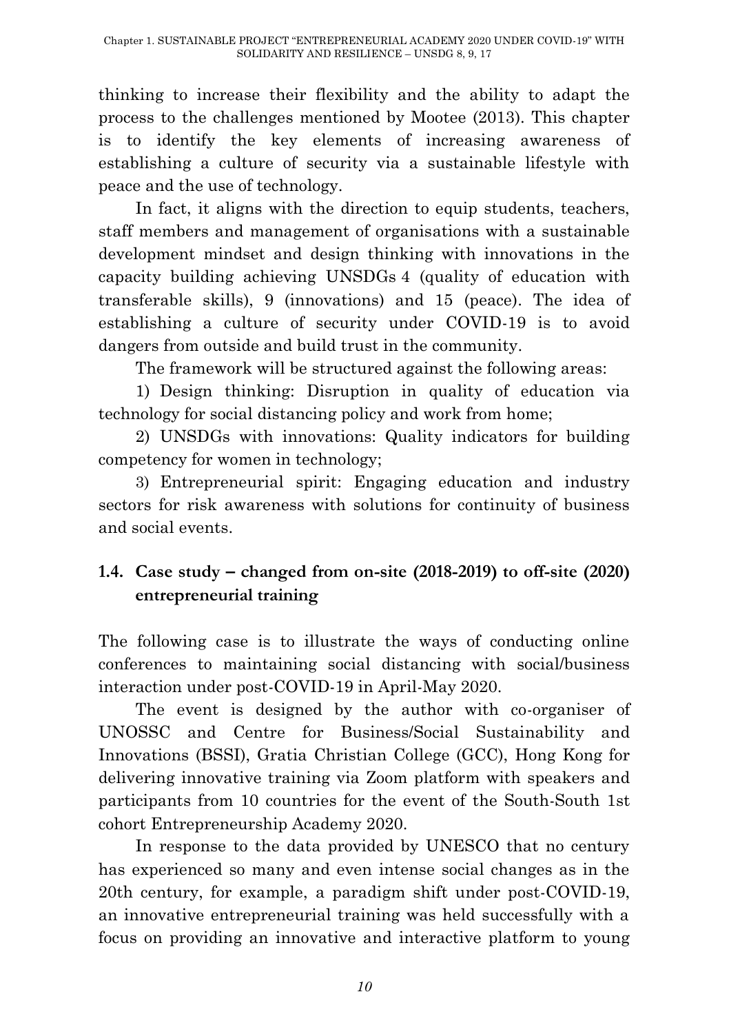thinking to increase their flexibility and the ability to adapt the process to the challenges mentioned by Mootee (2013). This chapter is to identify the key elements of increasing awareness of establishing a culture of security via a sustainable lifestyle with peace and the use of technology.

In fact, it aligns with the direction to equip students, teachers, staff members and management of organisations with a sustainable development mindset and design thinking with innovations in the capacity building achieving UNSDGs 4 (quality of education with transferable skills), 9 (innovations) and 15 (peace). The idea of establishing a culture of security under COVID-19 is to avoid dangers from outside and build trust in the community.

The framework will be structured against the following areas:

1) Design thinking: Disruption in quality of education via technology for social distancing policy and work from home;

2) UNSDGs with innovations: Quality indicators for building competency for women in technology;

3) Entrepreneurial spirit: Engaging education and industry sectors for risk awareness with solutions for continuity of business and social events.

## 1.4. Case study – changed from on-site (2018-2019) to off-site (2020) entrepreneurial training

The following case is to illustrate the ways of conducting online conferences to maintaining social distancing with social/business interaction under post-COVID-19 in April-May 2020.

The event is designed by the author with co-organiser of UNOSSC and Centre for Business/Social Sustainability and Innovations (BSSI), Gratia Christian College (GCC), Hong Kong for delivering innovative training via Zoom platform with speakers and participants from 10 countries for the event of the South-South 1st cohort Entrepreneurship Academy 2020.

In response to the data provided by UNESCO that no century has experienced so many and even intense social changes as in the 20th century, for example, a paradigm shift under post-COVID-19, an innovative entrepreneurial training was held successfully with a focus on providing an innovative and interactive platform to young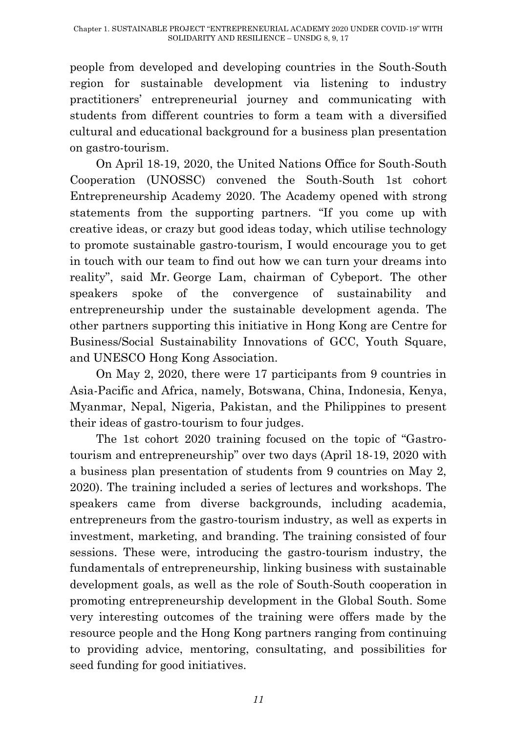people from developed and developing countries in the South-South region for sustainable development via listening to industry practitioners' entrepreneurial journey and communicating with students from different countries to form a team with a diversified cultural and educational background for a business plan presentation on gastro-tourism.

On April 18-19, 2020, the United Nations Office for South-South Cooperation (UNOSSC) convened the South-South 1st cohort Entrepreneurship Academy 2020. The Academy opened with strong statements from the supporting partners. "If you come up with creative ideas, or crazy but good ideas today, which utilise technology to promote sustainable gastro-tourism, I would encourage you to get in touch with our team to find out how we can turn your dreams into reality", said Mr. George Lam, chairman of Cybeport. The other speakers spoke of the convergence of sustainability and entrepreneurship under the sustainable development agenda. The other partners supporting this initiative in Hong Kong are Centre for Business/Social Sustainability Innovations of GCC, Youth Square, and UNESCO Hong Kong Association.

On May 2, 2020, there were 17 participants from 9 countries in Asia-Pacific and Africa, namely, Botswana, China, Indonesia, Kenya, Myanmar, Nepal, Nigeria, Pakistan, and the Philippines to present their ideas of gastro-tourism to four judges.

The 1st cohort 2020 training focused on the topic of "Gastro-tourism and entrepreneurship" over two days (April 18-19, 2020 with a business plan presentation of students from 9 countries on May 2, 2020). The training included a series of lectures and workshops. The speakers came from diverse backgrounds, including academia, entrepreneurs from the gastro-tourism industry, as well as experts in investment, marketing, and branding. The training consisted of four sessions. These were, introducing the gastro-tourism industry, the fundamentals of entrepreneurship, linking business with sustainable development goals, as well as the role of South-South cooperation in promoting entrepreneurship development in the Global South. Some very interesting outcomes of the training were offers made by the resource people and the Hong Kong partners ranging from continuing to providing advice, mentoring, consulting, and possibilities for seed funding for good initiatives.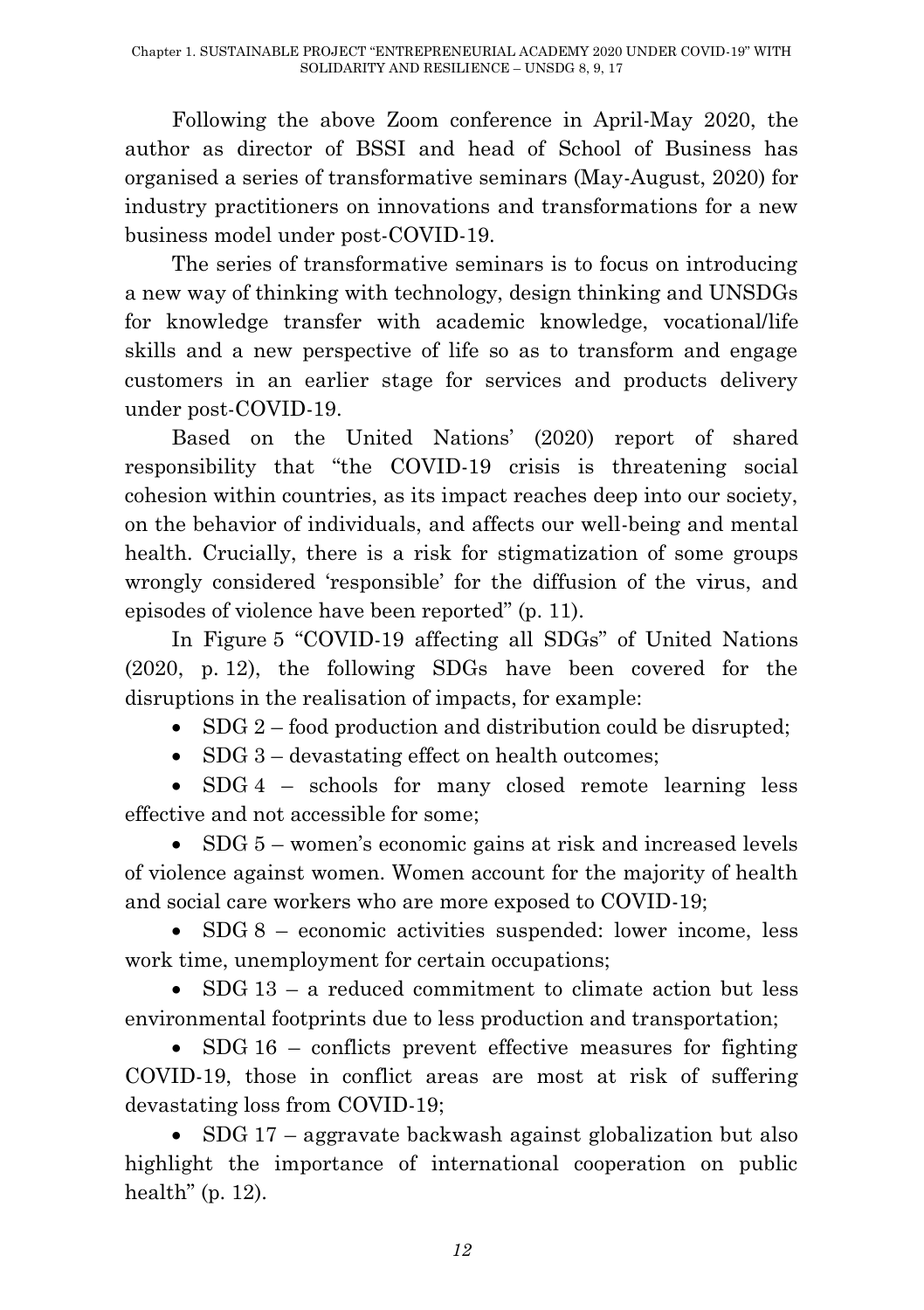Following the above Zoom conference in April-May 2020, the author as director of BSSI and head of School of Business has organised a series of transformative seminars (May-August, 2020) for industry practitioners on innovations and transformations for a new business model under post-COVID-19.

The series of transformative seminars is to focus on introducing a new way of thinking with technology, design thinking and UNSDGs for knowledge transfer with academic knowledge, vocational/life skills and a new perspective of life so as to transform and engage customers in an earlier stage for services and products delivery under post-COVID-19.

Based on the United Nations' (2020) report of shared responsibility that "the COVID-19 crisis is threatening social cohesion within countries, as its impact reaches deep into our society, on the behavior of individuals, and affects our well-being and mental health. Crucially, there is a risk for stigmatization of some groups wrongly considered 'responsible' for the diffusion of the virus, and episodes of violence have been reported" (p. 11).

In Figure 5 "COVID-19 affecting all SDGs" of United Nations (2020, p. 12), the following SDGs have been covered for the disruptions in the realisation of impacts, for example:

- SDG 2 – food production and distribution could be disrupted;
- SDG 3 – devastating effect on health outcomes;
- SDG 4 – schools for many closed remote learning less effective and not accessible for some;
- SDG 5 – women's economic gains at risk and increased levels of violence against women. Women account for the majority of health and social care workers who are more exposed to COVID-19;
- SDG 8 – economic activities suspended: lower income, less work time, unemployment for certain occupations;
- SDG 13 – a reduced commitment to climate action but less environmental footprints due to less production and transportation;
- SDG 16 – conflicts prevent effective measures for fighting COVID-19, those in conflict areas are most at risk of suffering devastating loss from COVID-19;
- SDG 17 – aggravate backwash against globalization but also highlight the importance of international cooperation on public health" (p. 12).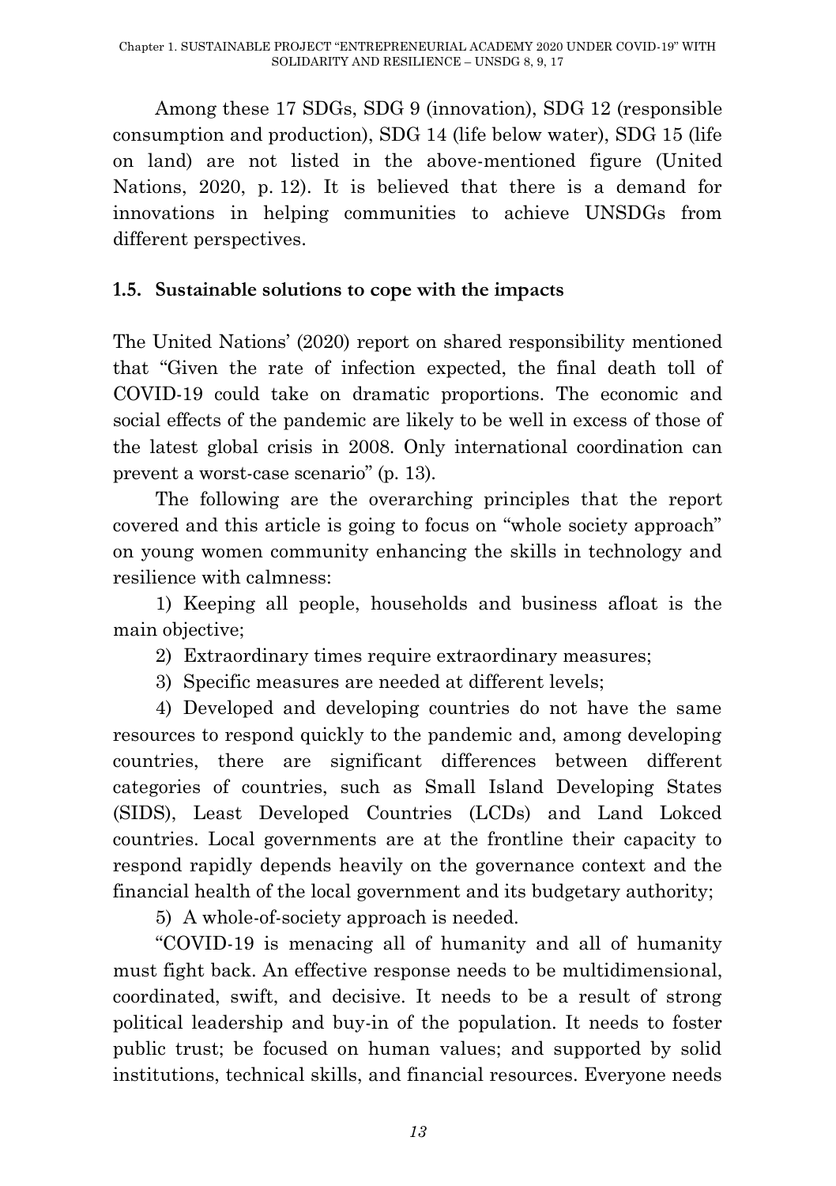Among these 17 SDGs, SDG 9 (innovation), SDG 12 (responsible consumption and production), SDG 14 (life below water), SDG 15 (life on land) are not listed in the above-mentioned figure (United Nations, 2020, p. 12). It is believed that there is a demand for innovations in helping communities to achieve UNSDGs from different perspectives.

### 1.5. Sustainable solutions to cope with the impacts

The United Nations' (2020) report on shared responsibility mentioned that "Given the rate of infection expected, the final death toll of COVID-19 could take on dramatic proportions. The economic and social effects of the pandemic are likely to be well in excess of those of the latest global crisis in 2008. Only international coordination can prevent a worst-case scenario" (p. 13).

The following are the overarching principles that the report covered and this article is going to focus on "whole society approach" on young women community enhancing the skills in technology and resilience with calmness:

1) Keeping all people, households and business afloat is the main objective;
2) Extraordinary times require extraordinary measures;
3) Specific measures are needed at different levels;
4) Developed and developing countries do not have the same resources to respond quickly to the pandemic and, among developing countries, there are significant differences between different categories of countries, such as Small Island Developing States (SIDS), Least Developed Countries (LCDs) and Land Lokced countries. Local governments are at the frontline their capacity to respond rapidly depends heavily on the governance context and the financial health of the local government and its budgetary authority;
5) A whole-of-society approach is needed.

"COVID-19 is menacing all of humanity and all of humanity must fight back. An effective response needs to be multidimensional, coordinated, swift, and decisive. It needs to be a result of strong political leadership and buy-in of the population. It needs to foster public trust; be focused on human values; and supported by solid institutions, technical skills, and financial resources. Everyone needs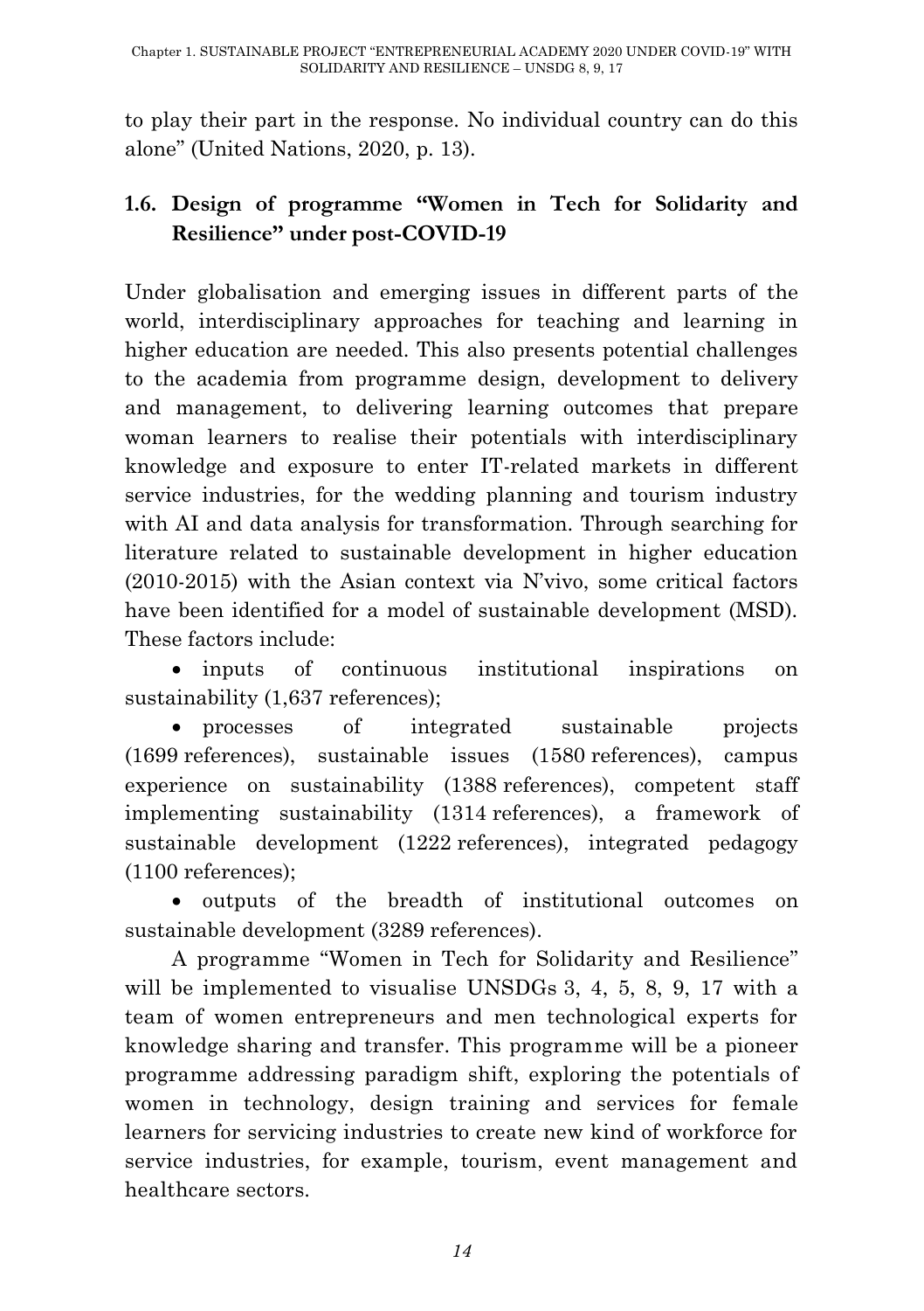to play their part in the response. No individual country can do this alone" (United Nations, 2020, p. 13).

## 1.6. Design of programme "Women in Tech for Solidarity and Resilience" under post-COVID-19

Under globalisation and emerging issues in different parts of the world, interdisciplinary approaches for teaching and learning in higher education are needed. This also presents potential challenges to the academia from programme design, development to delivery and management, to delivering learning outcomes that prepare woman learners to realise their potentials with interdisciplinary knowledge and exposure to enter IT-related markets in different service industries, for the wedding planning and tourism industry with AI and data analysis for transformation. Through searching for literature related to sustainable development in higher education (2010-2015) with the Asian context via N'vivo, some critical factors have been identified for a model of sustainable development (MSD). These factors include:

- inputs of continuous institutional inspirations on sustainability (1,637 references);
- processes of integrated sustainable projects (1699 references), sustainable issues (1580 references), campus experience on sustainability (1388 references), competent staff implementing sustainability (1314 references), a framework of sustainable development (1222 references), integrated pedagogy (1100 references);
- outputs of the breadth of institutional outcomes on sustainable development (3289 references).

A programme "Women in Tech for Solidarity and Resilience" will be implemented to visualise UNSDGs 3, 4, 5, 8, 9, 17 with a team of women entrepreneurs and men technological experts for knowledge sharing and transfer. This programme will be a pioneer programme addressing paradigm shift, exploring the potentials of women in technology, design training and services for female learners for servicing industries to create new kind of workforce for service industries, for example, tourism, event management and healthcare sectors.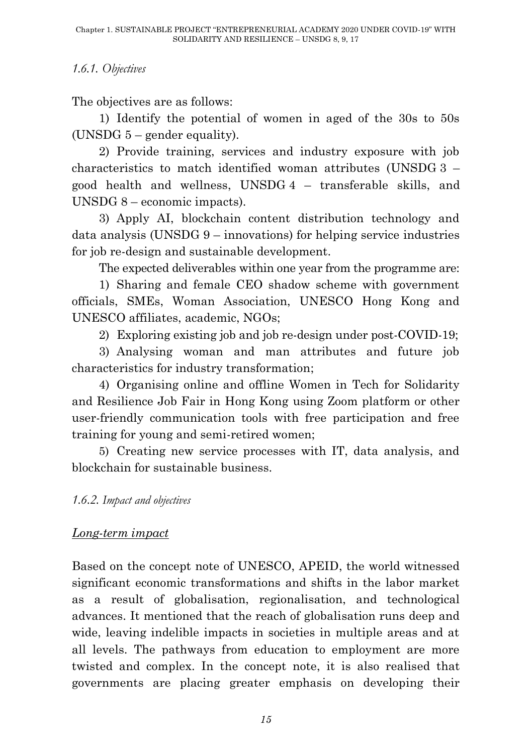### *1.6.1. Objectives*

The objectives are as follows:

1) Identify the potential of women in aged of the 30s to 50s (UNSDG 5 – gender equality).

2) Provide training, services and industry exposure with job characteristics to match identified woman attributes (UNSDG 3 – good health and wellness, UNSDG 4 – transferable skills, and UNSDG 8 – economic impacts).

3) Apply AI, blockchain content distribution technology and data analysis (UNSDG 9 – innovations) for helping service industries for job re-design and sustainable development.

The expected deliverables within one year from the programme are:

1) Sharing and female CEO shadow scheme with government officials, SMEs, Woman Association, UNESCO Hong Kong and UNESCO affiliates, academic, NGOs;

2) Exploring existing job and job re-design under post-COVID-19;

3) Analysing woman and man attributes and future job characteristics for industry transformation;

4) Organising online and offline Women in Tech for Solidarity and Resilience Job Fair in Hong Kong using Zoom platform or other user-friendly communication tools with free participation and free training for young and semi-retired women;

5) Creating new service processes with IT, data analysis, and blockchain for sustainable business.

### *1.6.2. Impact and objectives*

<u>*Long-term impact*</u>

Based on the concept note of UNESCO, APEID, the world witnessed significant economic transformations and shifts in the labor market as a result of globalisation, regionalisation, and technological advances. It mentioned that the reach of globalisation runs deep and wide, leaving indelible impacts in societies in multiple areas and at all levels. The pathways from education to employment are more twisted and complex. In the concept note, it is also realised that governments are placing greater emphasis on developing their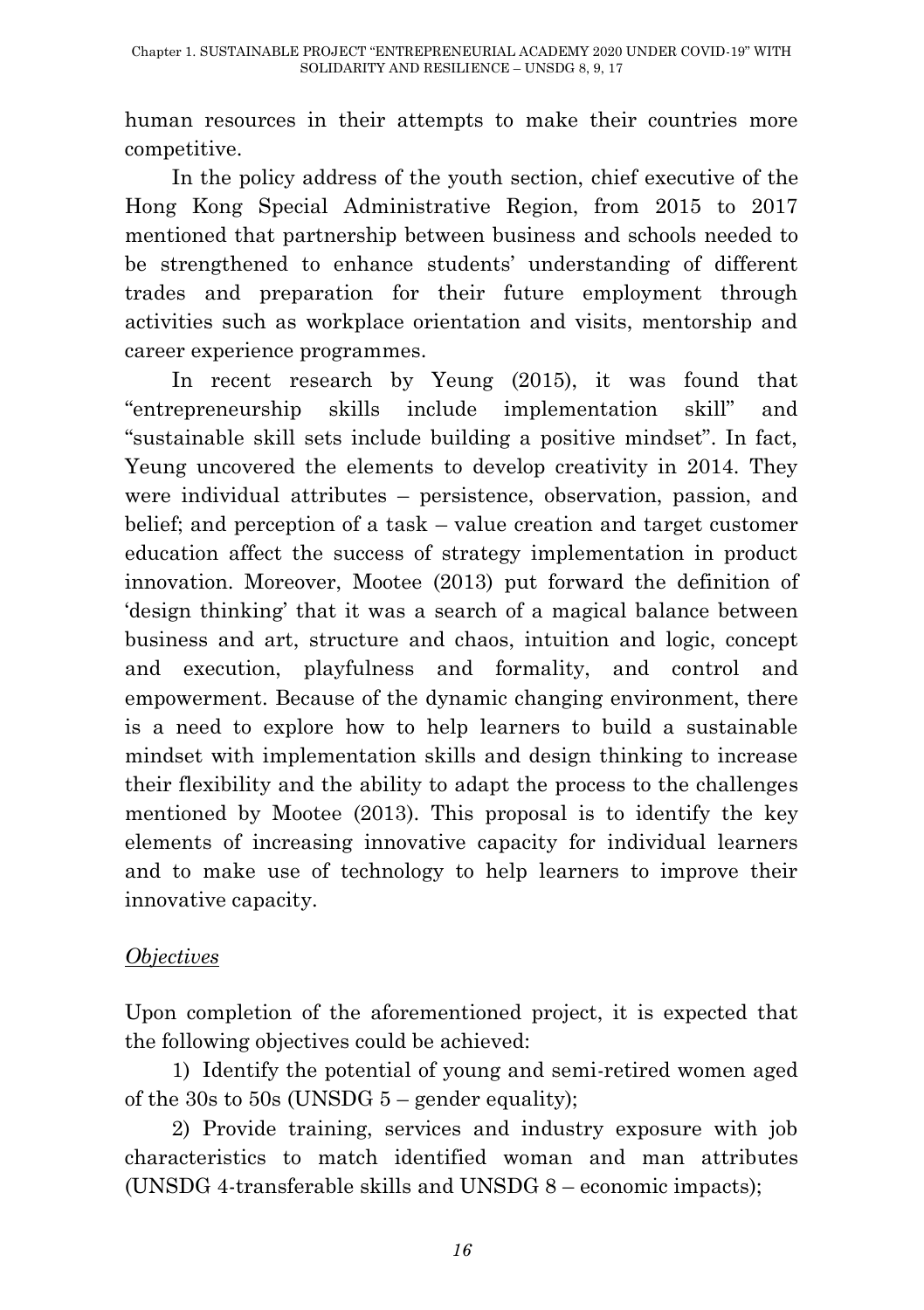human resources in their attempts to make their countries more competitive.

In the policy address of the youth section, chief executive of the Hong Kong Special Administrative Region, from 2015 to 2017 mentioned that partnership between business and schools needed to be strengthened to enhance students' understanding of different trades and preparation for their future employment through activities such as workplace orientation and visits, mentorship and career experience programmes.

In recent research by Yeung (2015), it was found that "entrepreneurship skills include implementation skill" and "sustainable skill sets include building a positive mindset". In fact, Yeung uncovered the elements to develop creativity in 2014. They were individual attributes – persistence, observation, passion, and belief; and perception of a task – value creation and target customer education affect the success of strategy implementation in product innovation. Moreover, Mootee (2013) put forward the definition of 'design thinking' that it was a search of a magical balance between business and art, structure and chaos, intuition and logic, concept and execution, playfulness and formality, and control and empowerment. Because of the dynamic changing environment, there is a need to explore how to help learners to build a sustainable mindset with implementation skills and design thinking to increase their flexibility and the ability to adapt the process to the challenges mentioned by Mootee (2013). This proposal is to identify the key elements of increasing innovative capacity for individual learners and to make use of technology to help learners to improve their innovative capacity.

*Objectives*

Upon completion of the aforementioned project, it is expected that the following objectives could be achieved:

1) Identify the potential of young and semi-retired women aged of the 30s to 50s (UNSDG 5 – gender equality);

2) Provide training, services and industry exposure with job characteristics to match identified woman and man attributes (UNSDG 4-transferable skills and UNSDG 8 – economic impacts);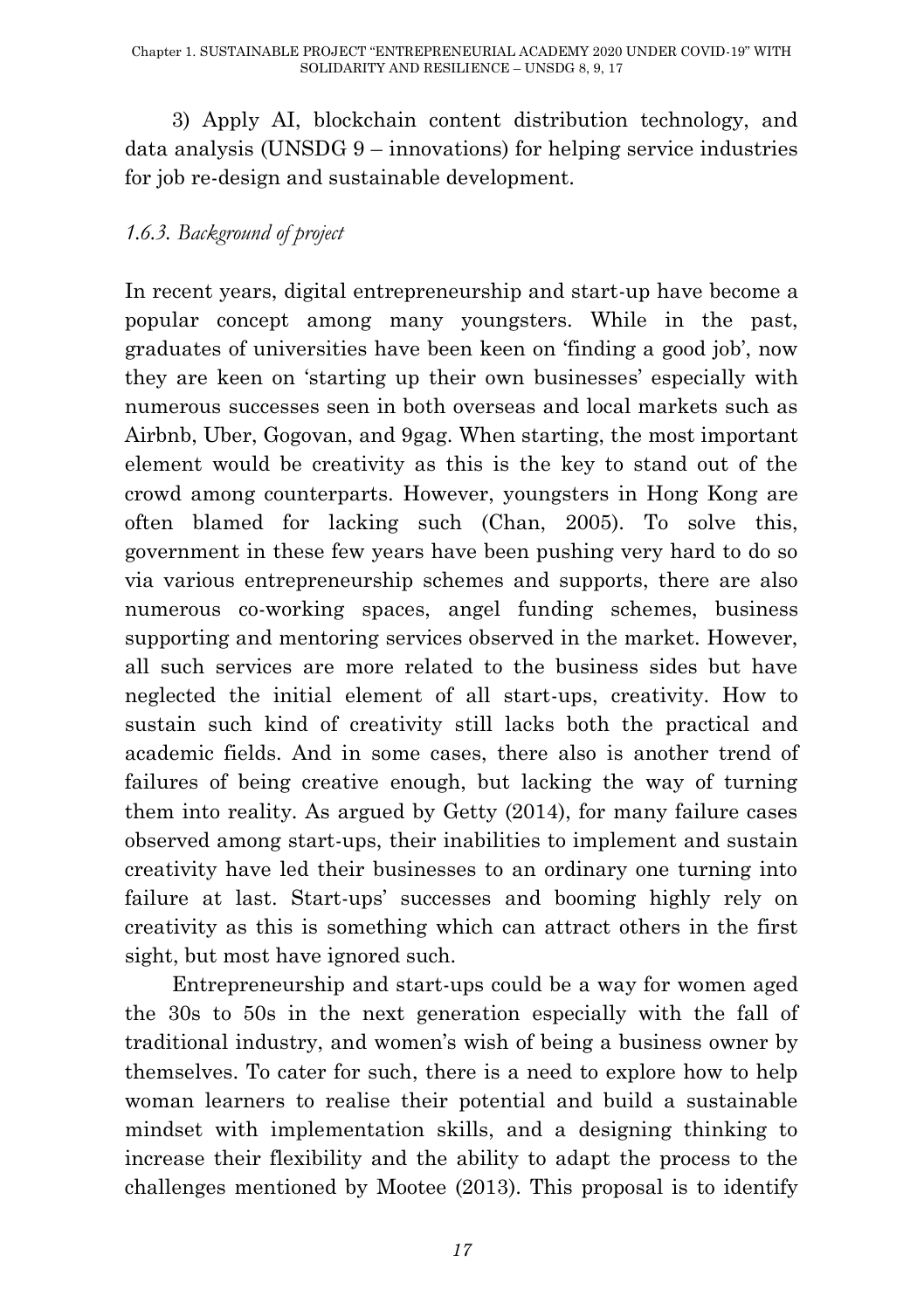3) Apply AI, blockchain content distribution technology, and data analysis (UNSDG 9 – innovations) for helping service industries for job re-design and sustainable development.

### *1.6.3. Background of project*

In recent years, digital entrepreneurship and start-up have become a popular concept among many youngsters. While in the past, graduates of universities have been keen on 'finding a good job', now they are keen on 'starting up their own businesses' especially with numerous successes seen in both overseas and local markets such as Airbnb, Uber, Gogovan, and 9gag. When starting, the most important element would be creativity as this is the key to stand out of the crowd among counterparts. However, youngsters in Hong Kong are often blamed for lacking such (Chan, 2005). To solve this, government in these few years have been pushing very hard to do so via various entrepreneurship schemes and supports, there are also numerous co-working spaces, angel funding schemes, business supporting and mentoring services observed in the market. However, all such services are more related to the business sides but have neglected the initial element of all start-ups, creativity. How to sustain such kind of creativity still lacks both the practical and academic fields. And in some cases, there also is another trend of failures of being creative enough, but lacking the way of turning them into reality. As argued by Getty (2014), for many failure cases observed among start-ups, their inabilities to implement and sustain creativity have led their businesses to an ordinary one turning into failure at last. Start-ups' successes and booming highly rely on creativity as this is something which can attract others in the first sight, but most have ignored such.

Entrepreneurship and start-ups could be a way for women aged the 30s to 50s in the next generation especially with the fall of traditional industry, and women's wish of being a business owner by themselves. To cater for such, there is a need to explore how to help woman learners to realise their potential and build a sustainable mindset with implementation skills, and a designing thinking to increase their flexibility and the ability to adapt the process to the challenges mentioned by Mootee (2013). This proposal is to identify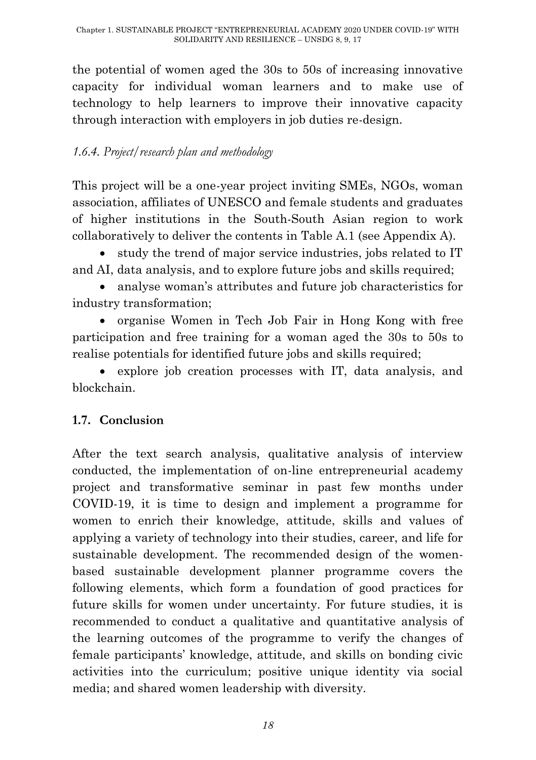the potential of women aged the 30s to 50s of increasing innovative capacity for individual woman learners and to make use of technology to help learners to improve their innovative capacity through interaction with employers in job duties re-design.

### *1.6.4. Project/research plan and methodology*

This project will be a one-year project inviting SMEs, NGOs, woman association, affiliates of UNESCO and female students and graduates of higher institutions in the South-South Asian region to work collaboratively to deliver the contents in Table A.1 (see Appendix A).

- study the trend of major service industries, jobs related to IT and AI, data analysis, and to explore future jobs and skills required;
- analyse woman's attributes and future job characteristics for industry transformation;
- organise Women in Tech Job Fair in Hong Kong with free participation and free training for a woman aged the 30s to 50s to realise potentials for identified future jobs and skills required;
- explore job creation processes with IT, data analysis, and blockchain.

## **1.7. Conclusion**

After the text search analysis, qualitative analysis of interview conducted, the implementation of on-line entrepreneurial academy project and transformative seminar in past few months under COVID-19, it is time to design and implement a programme for women to enrich their knowledge, attitude, skills and values of applying a variety of technology into their studies, career, and life for sustainable development. The recommended design of the women-based sustainable development planner programme covers the following elements, which form a foundation of good practices for future skills for women under uncertainty. For future studies, it is recommended to conduct a qualitative and quantitative analysis of the learning outcomes of the programme to verify the changes of female participants' knowledge, attitude, and skills on bonding civic activities into the curriculum; positive unique identity via social media; and shared women leadership with diversity.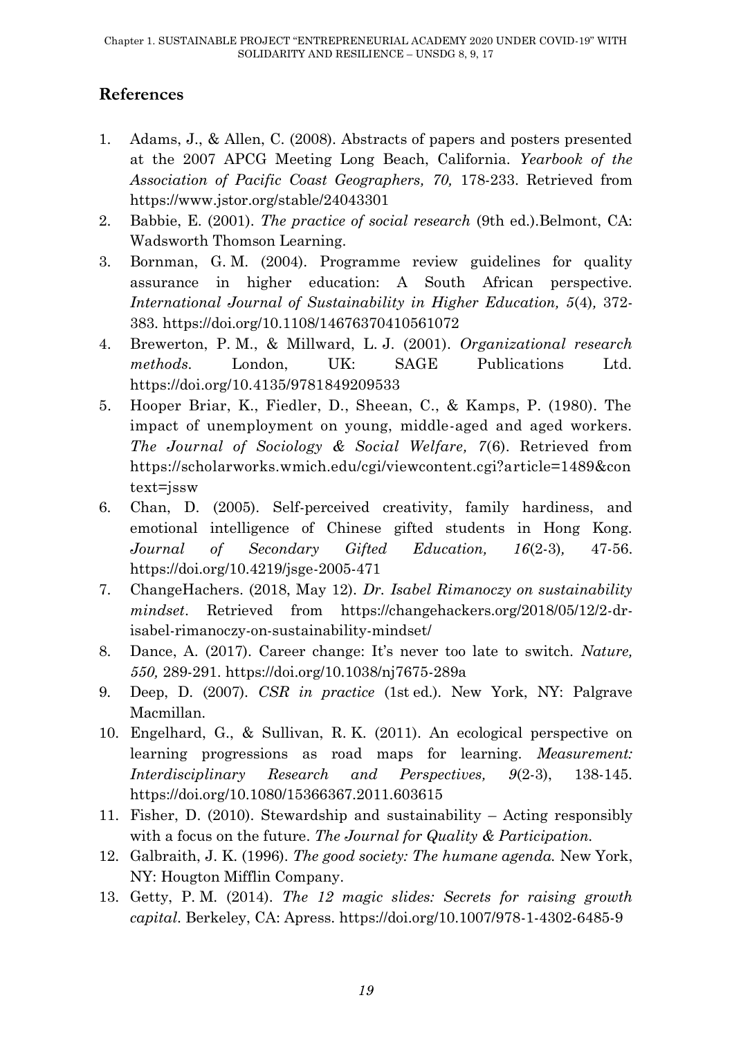## References

1. Adams, J., & Allen, C. (2008). Abstracts of papers and posters presented at the 2007 APCG Meeting Long Beach, California. *Yearbook of the Association of Pacific Coast Geographers, 70,* 178-233. Retrieved from https://www.jstor.org/stable/24043301
2. Babbie, E. (2001). *The practice of social research* (9th ed.).Belmont, CA: Wadsworth Thomson Learning.
3. Bornman, G. M. (2004). Programme review guidelines for quality assurance in higher education: A South African perspective. *International Journal of Sustainability in Higher Education, 5*(4)*,* 372-383. https://doi.org/10.1108/14676370410561072
4. Brewerton, P. M., & Millward, L. J. (2001). *Organizational research methods.* London, UK: SAGE Publications Ltd. https://doi.org/10.4135/9781849209533
5. Hooper Briar, K., Fiedler, D., Sheean, C., & Kamps, P. (1980). The impact of unemployment on young, middle-aged and aged workers. *The Journal of Sociology & Social Welfare, 7*(6). Retrieved from https://scholarworks.wmich.edu/cgi/viewcontent.cgi?article=1489&context=jssw
6. Chan, D. (2005). Self-perceived creativity, family hardiness, and emotional intelligence of Chinese gifted students in Hong Kong. *Journal of Secondary Gifted Education, 16*(2-3)*,* 47-56. https://doi.org/10.4219/jsge-2005-471
7. ChangeHachers. (2018, May 12). *Dr. Isabel Rimanoczy on sustainability mindset*. Retrieved from https://changehackers.org/2018/05/12/2-dr-isabel-rimanoczy-on-sustainability-mindset/
8. Dance, A. (2017). Career change: It's never too late to switch. *Nature, 550,* 289-291. https://doi.org/10.1038/nj7675-289a
9. Deep, D. (2007). *CSR in practice* (1st ed.). New York, NY: Palgrave Macmillan.
10. Engelhard, G., & Sullivan, R. K. (2011). An ecological perspective on learning progressions as road maps for learning. *Measurement: Interdisciplinary Research and Perspectives, 9*(2-3), 138-145. https://doi.org/10.1080/15366367.2011.603615
11. Fisher, D. (2010). Stewardship and sustainability – Acting responsibly with a focus on the future. *The Journal for Quality & Participation.*
12. Galbraith, J. K. (1996). *The good society: The humane agenda.* New York, NY: Hougton Mifflin Company.
13. Getty, P. M. (2014). *The 12 magic slides: Secrets for raising growth capital*. Berkeley, CA: Apress. https://doi.org/10.1007/978-1-4302-6485-9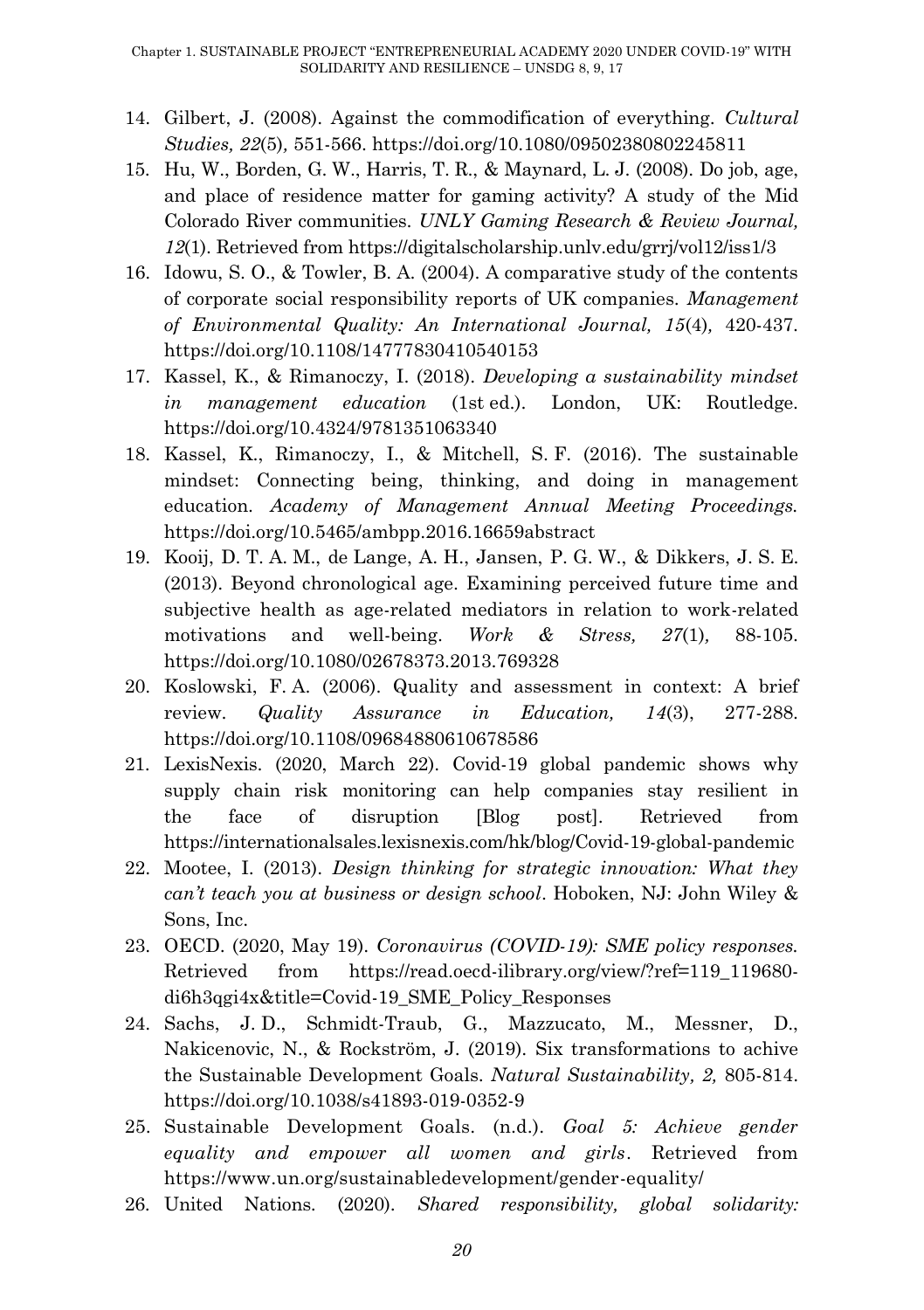14. Gilbert, J. (2008). Against the commodification of everything. *Cultural Studies, 22*(5), 551-566. https://doi.org/10.1080/09502380802245811
15. Hu, W., Borden, G. W., Harris, T. R., & Maynard, L. J. (2008). Do job, age, and place of residence matter for gaming activity? A study of the Mid Colorado River communities. *UNLY Gaming Research & Review Journal, 12*(1). Retrieved from https://digitalscholarship.unlv.edu/grrj/vol12/iss1/3
16. Idowu, S. O., & Towler, B. A. (2004). A comparative study of the contents of corporate social responsibility reports of UK companies. *Management of Environmental Quality: An International Journal, 15*(4), 420-437. https://doi.org/10.1108/14777830410540153
17. Kassel, K., & Rimanoczy, I. (2018). *Developing a sustainability mindset in management education* (1st ed.). London, UK: Routledge. https://doi.org/10.4324/9781351063340
18. Kassel, K., Rimanoczy, I., & Mitchell, S. F. (2016). The sustainable mindset: Connecting being, thinking, and doing in management education. *Academy of Management Annual Meeting Proceedings.* https://doi.org/10.5465/ambpp.2016.16659abstract
19. Kooij, D. T. A. M., de Lange, A. H., Jansen, P. G. W., & Dikkers, J. S. E. (2013). Beyond chronological age. Examining perceived future time and subjective health as age-related mediators in relation to work-related motivations and well-being. *Work & Stress, 27*(1), 88-105. https://doi.org/10.1080/02678373.2013.769328
20. Koslowski, F. A. (2006). Quality and assessment in context: A brief review. *Quality Assurance in Education, 14*(3), 277-288. https://doi.org/10.1108/09684880610678586
21. LexisNexis. (2020, March 22). Covid-19 global pandemic shows why supply chain risk monitoring can help companies stay resilient in the face of disruption [Blog post]. Retrieved from https://internationalsales.lexisnexis.com/hk/blog/Covid-19-global-pandemic
22. Mootee, I. (2013). *Design thinking for strategic innovation: What they can't teach you at business or design school*. Hoboken, NJ: John Wiley & Sons, Inc.
23. OECD. (2020, May 19). *Coronavirus (COVID-19): SME policy responses.* Retrieved from https://read.oecd-ilibrary.org/view/?ref=119_119680-di6h3qgi4x&title=Covid-19_SME_Policy_Responses
24. Sachs, J. D., Schmidt-Traub, G., Mazzucato, M., Messner, D., Nakicenovic, N., & Rockström, J. (2019). Six transformations to achive the Sustainable Development Goals. *Natural Sustainability, 2,* 805-814. https://doi.org/10.1038/s41893-019-0352-9
25. Sustainable Development Goals. (n.d.). *Goal 5: Achieve gender equality and empower all women and girls*. Retrieved from https://www.un.org/sustainabledevelopment/gender-equality/
26. United Nations. (2020). *Shared responsibility, global solidarity:*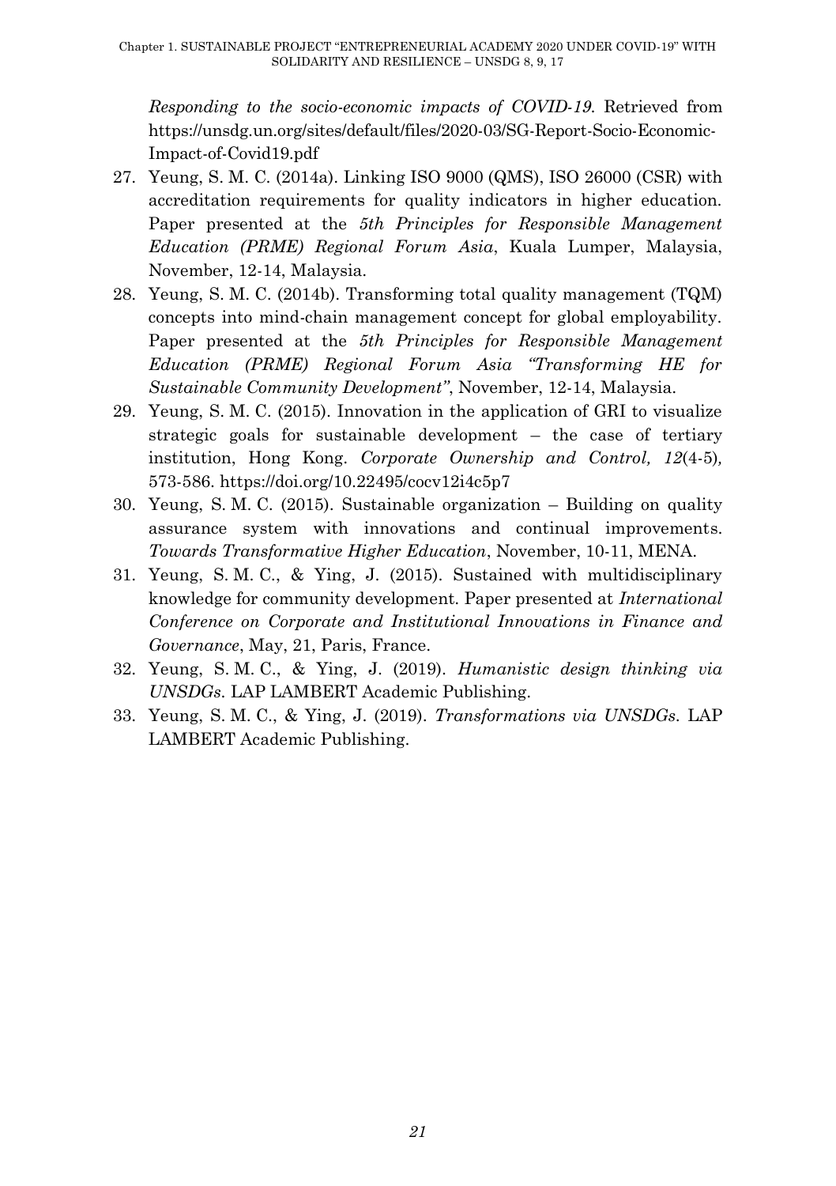*Responding to the socio-economic impacts of COVID-19.* Retrieved from https://unsdg.un.org/sites/default/files/2020-03/SG-Report-Socio-Economic-Impact-of-Covid19.pdf

27. Yeung, S. M. C. (2014a). Linking ISO 9000 (QMS), ISO 26000 (CSR) with accreditation requirements for quality indicators in higher education. Paper presented at the *5th Principles for Responsible Management Education (PRME) Regional Forum Asia*, Kuala Lumper, Malaysia, November, 12-14, Malaysia.
28. Yeung, S. M. C. (2014b). Transforming total quality management (TQM) concepts into mind-chain management concept for global employability. Paper presented at the *5th Principles for Responsible Management Education (PRME) Regional Forum Asia "Transforming HE for Sustainable Community Development"*, November, 12-14, Malaysia.
29. Yeung, S. M. C. (2015). Innovation in the application of GRI to visualize strategic goals for sustainable development – the case of tertiary institution, Hong Kong. *Corporate Ownership and Control, 12*(4-5), 573-586. https://doi.org/10.22495/cocv12i4c5p7
30. Yeung, S. M. C. (2015). Sustainable organization – Building on quality assurance system with innovations and continual improvements. *Towards Transformative Higher Education*, November, 10-11, MENA.
31. Yeung, S. M. C., & Ying, J. (2015). Sustained with multidisciplinary knowledge for community development. Paper presented at *International Conference on Corporate and Institutional Innovations in Finance and Governance*, May, 21, Paris, France.
32. Yeung, S. M. C., & Ying, J. (2019). *Humanistic design thinking via UNSDGs*. LAP LAMBERT Academic Publishing.
33. Yeung, S. M. C., & Ying, J. (2019). *Transformations via UNSDGs*. LAP LAMBERT Academic Publishing.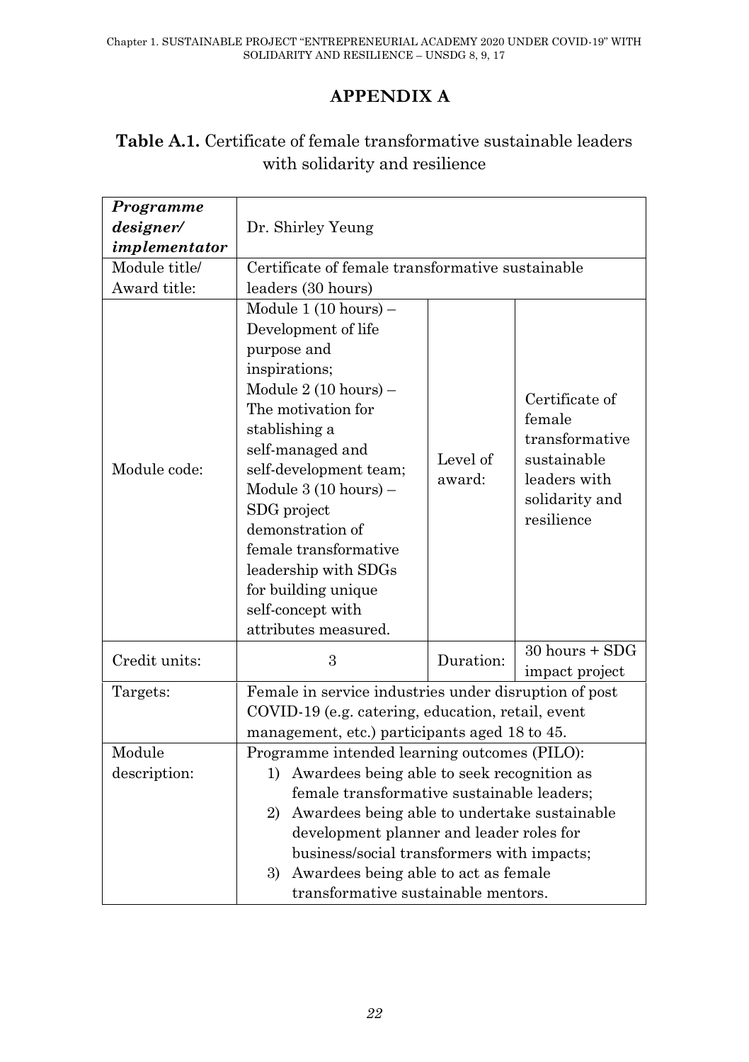# APPENDIX A

**Table A.1.** Certificate of female transformative sustainable leaders with solidarity and resilience

| | | | |
|---|---|---|---|
| ***Programme designer/ implementator*** | Dr. Shirley Yeung | | |
| Module title/ Award title: | Certificate of female transformative sustainable leaders (30 hours) | | |
| Module code: | Module 1 (10 hours) – Development of life purpose and inspirations; Module 2 (10 hours) – The motivation for stablishing a self-managed and self-development team; Module 3 (10 hours) – SDG project demonstration of female transformative leadership with SDGs for building unique self-concept with attributes measured. | Level of award: | Certificate of female transformative sustainable leaders with solidarity and resilience |
| Credit units: | 3 | Duration: | 30 hours + SDG impact project |
| Targets: | Female in service industries under disruption of post COVID-19 (e.g. catering, education, retail, event management, etc.) participants aged 18 to 45. | | |
| Module description: | Programme intended learning outcomes (PILO): 1) Awardees being able to seek recognition as female transformative sustainable leaders; 2) Awardees being able to undertake sustainable development planner and leader roles for business/social transformers with impacts; 3) Awardees being able to act as female transformative sustainable mentors. | | |